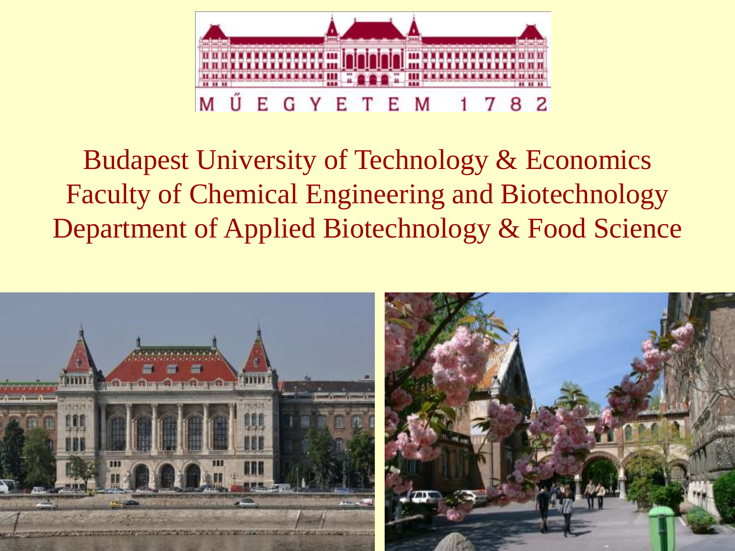MŰEGYETEM 1782

Budapest University of Technology & Economics
Faculty of Chemical Engineering and Biotechnology
Department of Applied Biotechnology & Food Science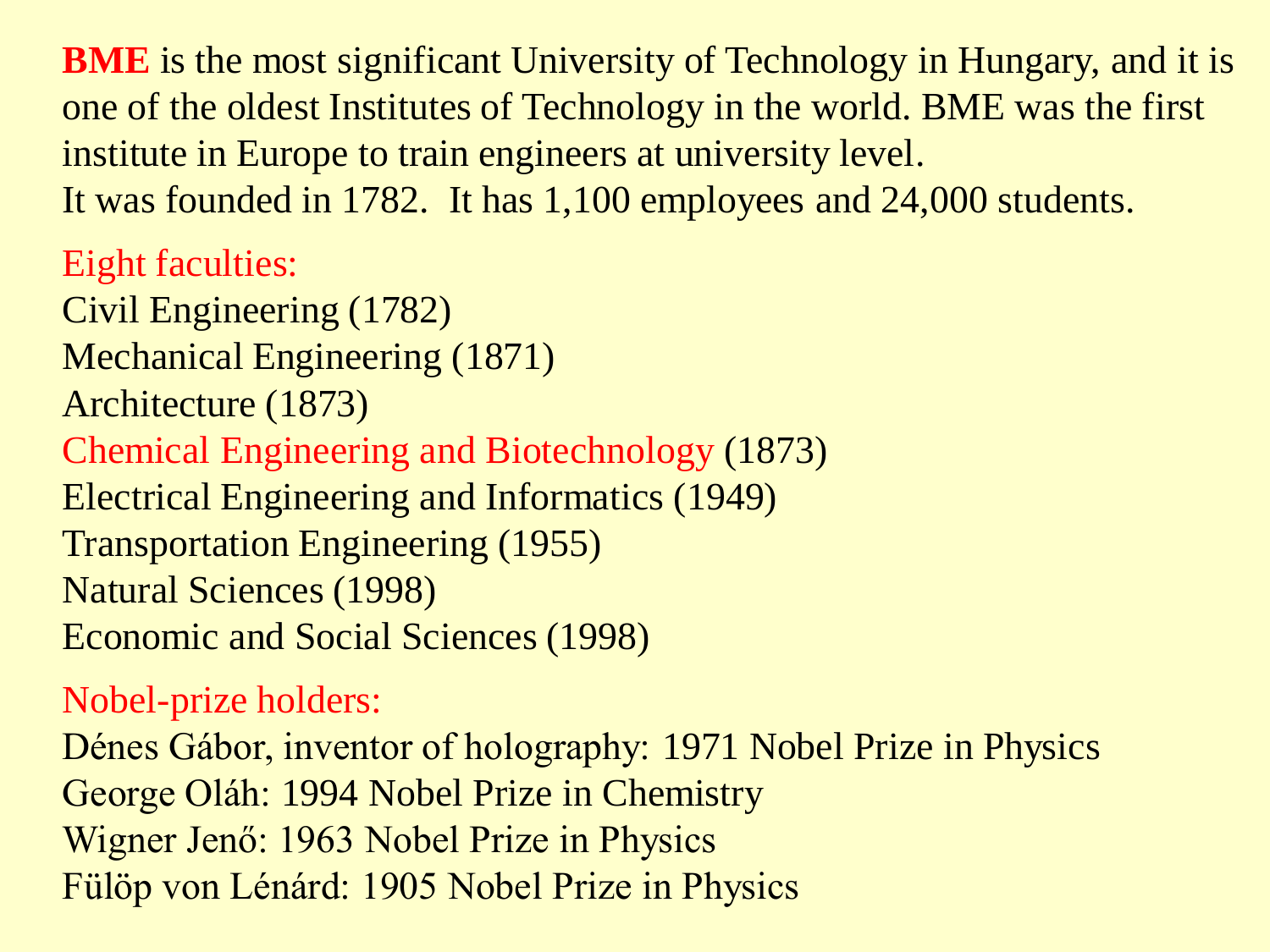**BME** is the most significant University of Technology in Hungary, and it is one of the oldest Institutes of Technology in the world. BME was the first institute in Europe to train engineers at university level.
It was founded in 1782. It has 1,100 employees and 24,000 students.

Eight faculties:

Civil Engineering (1782)
Mechanical Engineering (1871)
Architecture (1873)
Chemical Engineering and Biotechnology (1873)
Electrical Engineering and Informatics (1949)
Transportation Engineering (1955)
Natural Sciences (1998)
Economic and Social Sciences (1998)

Nobel-prize holders:

Dénes Gábor, inventor of holography: 1971 Nobel Prize in Physics
George Oláh: 1994 Nobel Prize in Chemistry
Wigner Jenő: 1963 Nobel Prize in Physics
Fülöp von Lénárd: 1905 Nobel Prize in Physics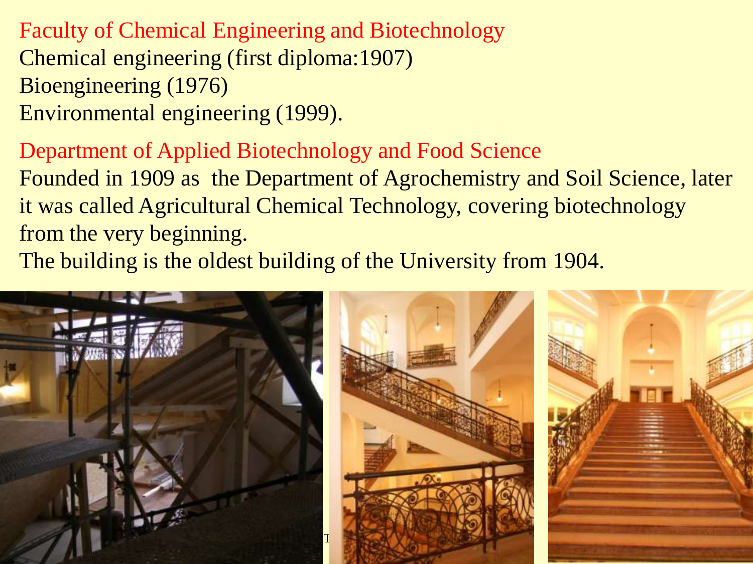## Faculty of Chemical Engineering and Biotechnology

Chemical engineering (first diploma:1907)
Bioengineering (1976)
Environmental engineering (1999).

## Department of Applied Biotechnology and Food Science

Founded in 1909 as the Department of Agrochemistry and Soil Science, later it was called Agricultural Chemical Technology, covering biotechnology from the very beginning.

The building is the oldest building of the University from 1904.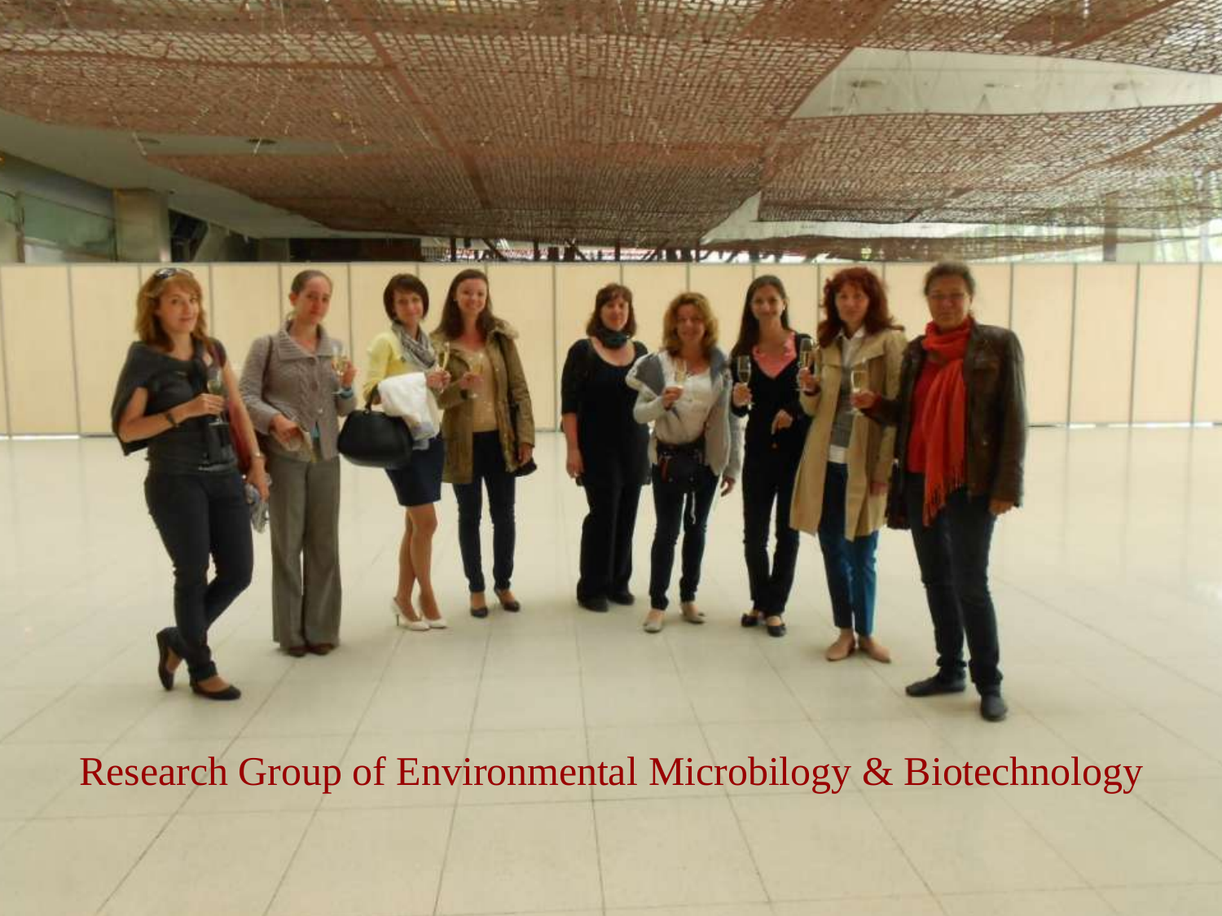Research Group of Environmental Microbilogy & Biotechnology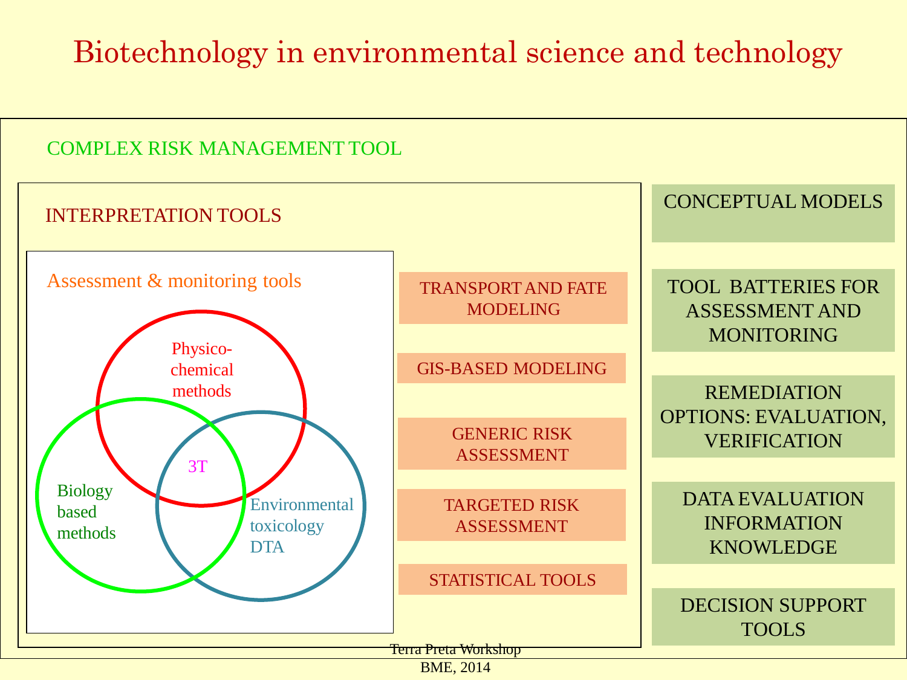# Biotechnology in environmental science and technology

## COMPLEX RISK MANAGEMENT TOOL

### INTERPRETATION TOOLS

#### Assessment & monitoring tools

- Physico-chemical methods
- Biology based methods
- Environmental toxicology DTA
- 3T

TRANSPORT AND FATE MODELING

GIS-BASED MODELING

GENERIC RISK ASSESSMENT

TARGETED RISK ASSESSMENT

STATISTICAL TOOLS

CONCEPTUAL MODELS

TOOL BATTERIES FOR ASSESSMENT AND MONITORING

REMEDIATION OPTIONS: EVALUATION, VERIFICATION

DATA EVALUATION INFORMATION KNOWLEDGE

DECISION SUPPORT TOOLS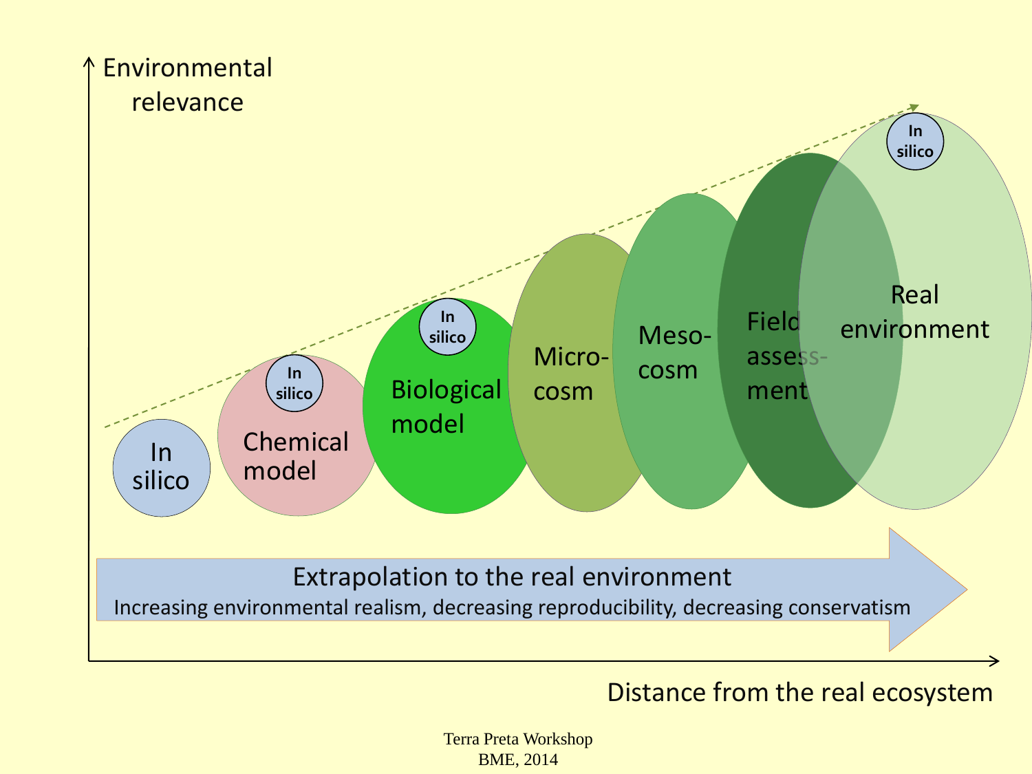Environmental relevance

In silico

Chemical model

In silico

Biological model

In silico

Micro-cosm

Meso-cosm

Field assess-ment

Real environment

In silico

**Extrapolation to the real environment**

Increasing environmental realism, decreasing reproducibility, decreasing conservatism

Distance from the real ecosystem

Terra Preta Workshop
BME, 2014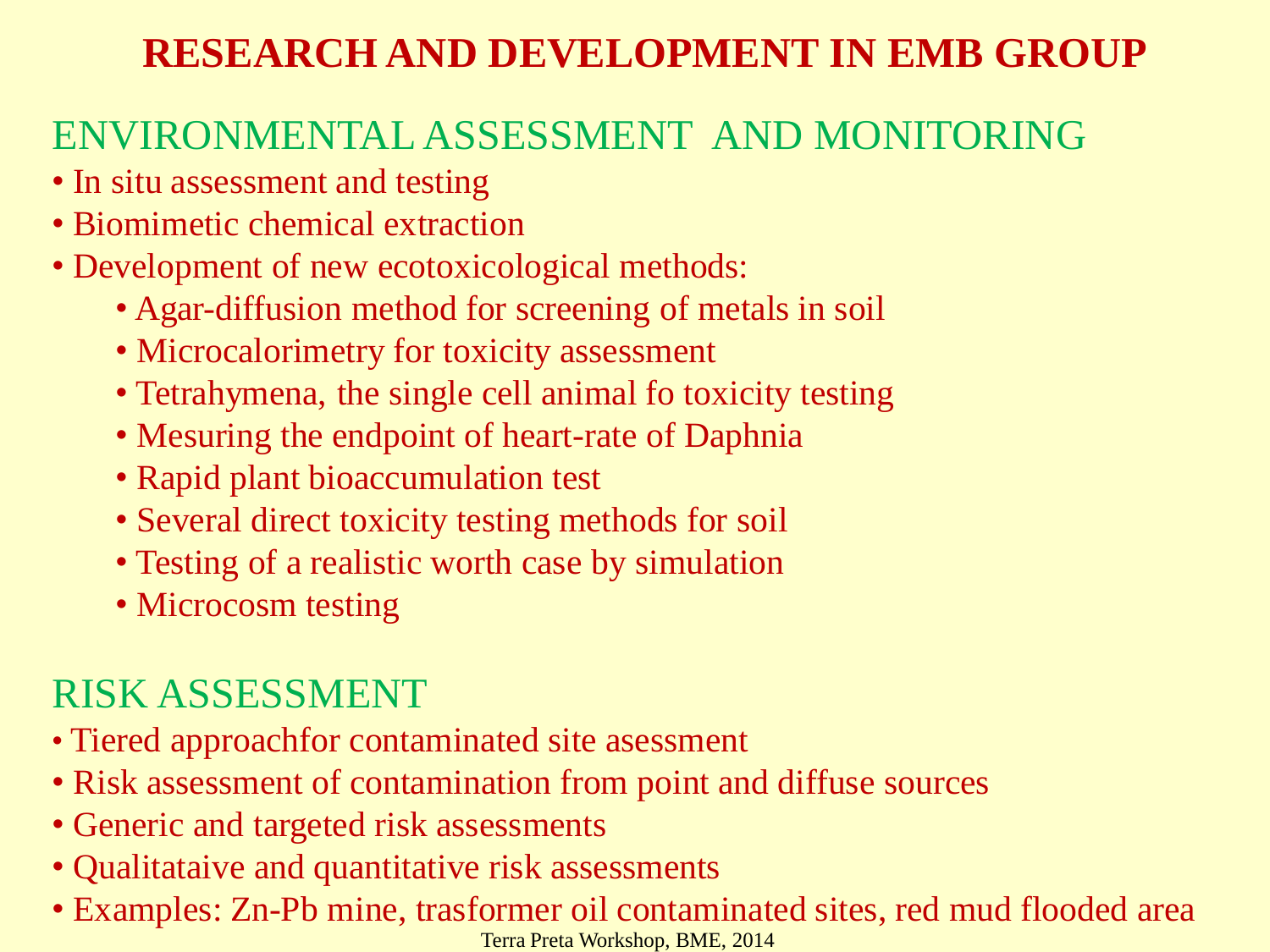# RESEARCH AND DEVELOPMENT IN EMB GROUP

## ENVIRONMENTAL ASSESSMENT AND MONITORING

- In situ assessment and testing
- Biomimetic chemical extraction
- Development of new ecotoxicological methods:
  - Agar-diffusion method for screening of metals in soil
  - Microcalorimetry for toxicity assessment
  - Tetrahymena, the single cell animal fo toxicity testing
  - Mesuring the endpoint of heart-rate of Daphnia
  - Rapid plant bioaccumulation test
  - Several direct toxicity testing methods for soil
  - Testing of a realistic worth case by simulation
  - Microcosm testing

## RISK ASSESSMENT

- Tiered approachfor contaminated site asessment
- Risk assessment of contamination from point and diffuse sources
- Generic and targeted risk assessments
- Qualitataive and quantitative risk assessments
- Examples: Zn-Pb mine, trasformer oil contaminated sites, red mud flooded area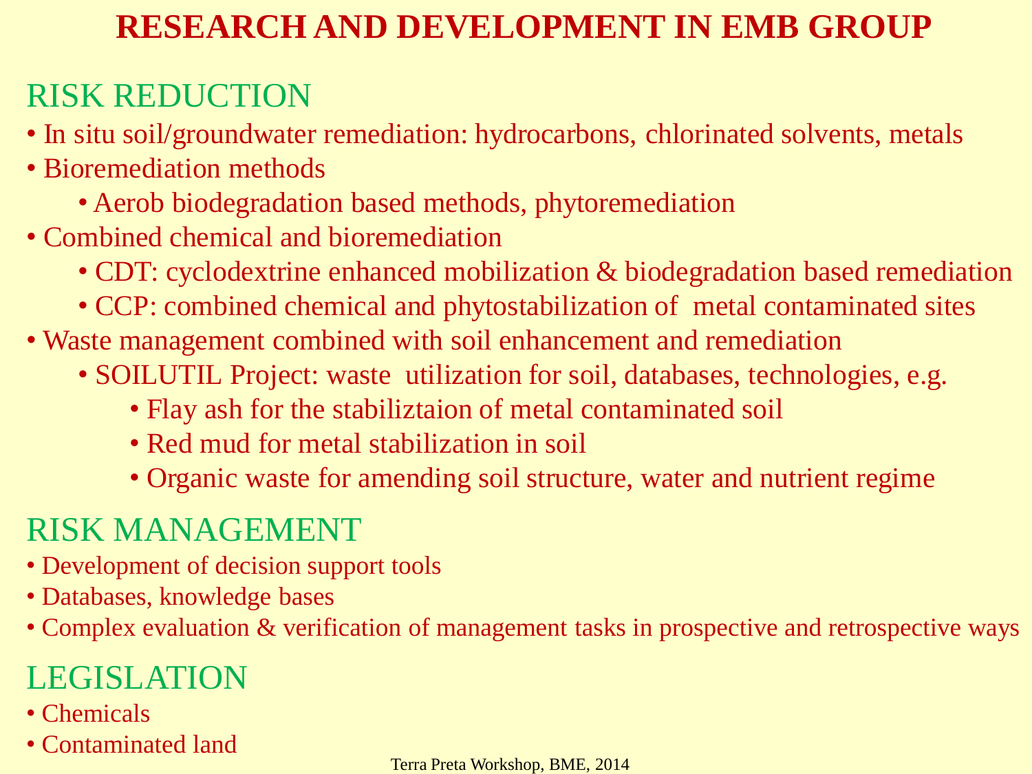# RESEARCH AND DEVELOPMENT IN EMB GROUP

## RISK REDUCTION

- In situ soil/groundwater remediation: hydrocarbons, chlorinated solvents, metals
- Bioremediation methods
  - Aerob biodegradation based methods, phytoremediation
- Combined chemical and bioremediation
  - CDT: cyclodextrine enhanced mobilization & biodegradation based remediation
  - CCP: combined chemical and phytostabilization of metal contaminated sites
- Waste management combined with soil enhancement and remediation
  - SOILUTIL Project: waste utilization for soil, databases, technologies, e.g.
    - Flay ash for the stabiliztaion of metal contaminated soil
    - Red mud for metal stabilization in soil
    - Organic waste for amending soil structure, water and nutrient regime

## RISK MANAGEMENT

- Development of decision support tools
- Databases, knowledge bases
- Complex evaluation & verification of management tasks in prospective and retrospective ways

## LEGISLATION

- Chemicals
- Contaminated land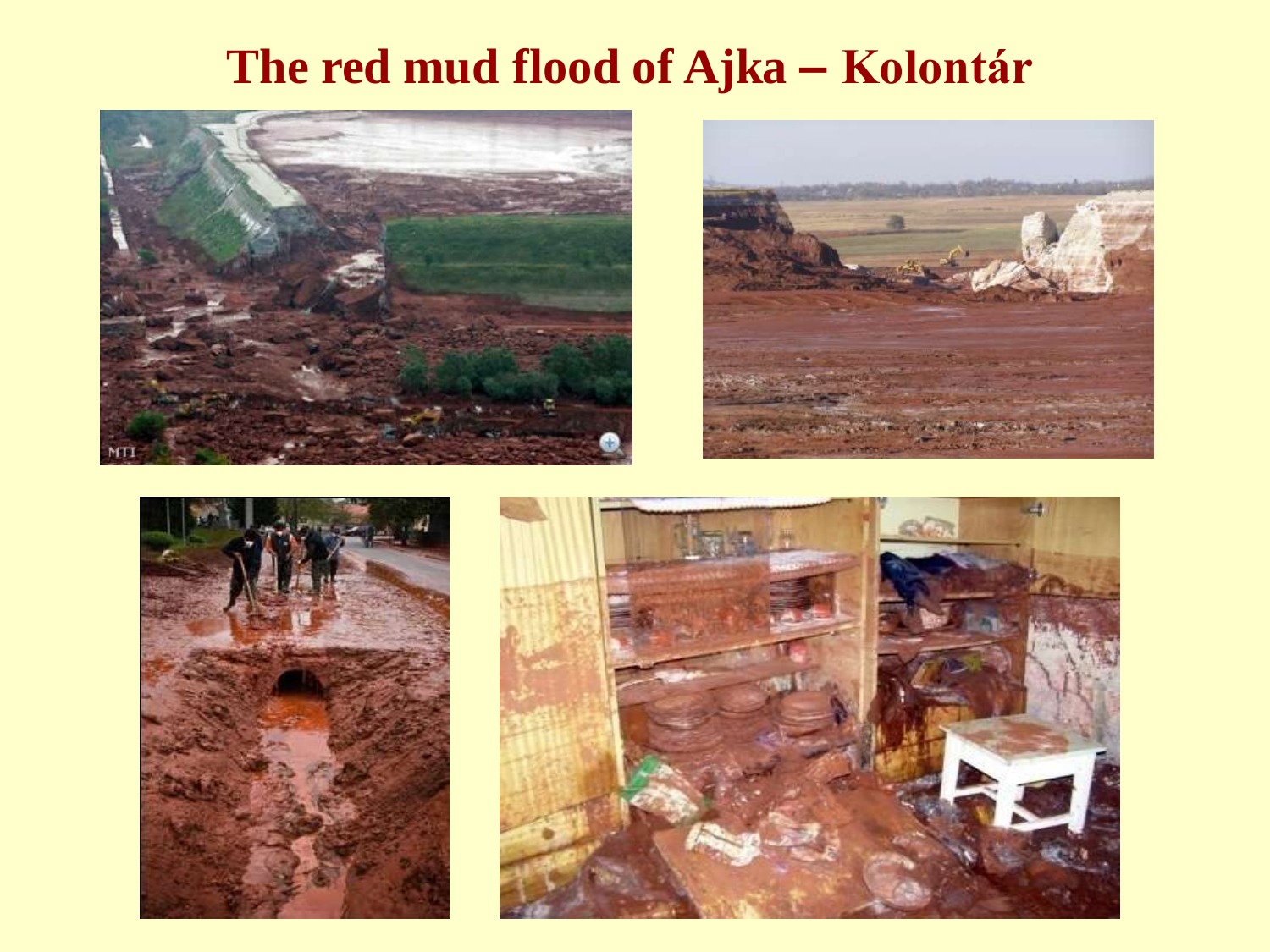# The red mud flood of Ajka – Kolontár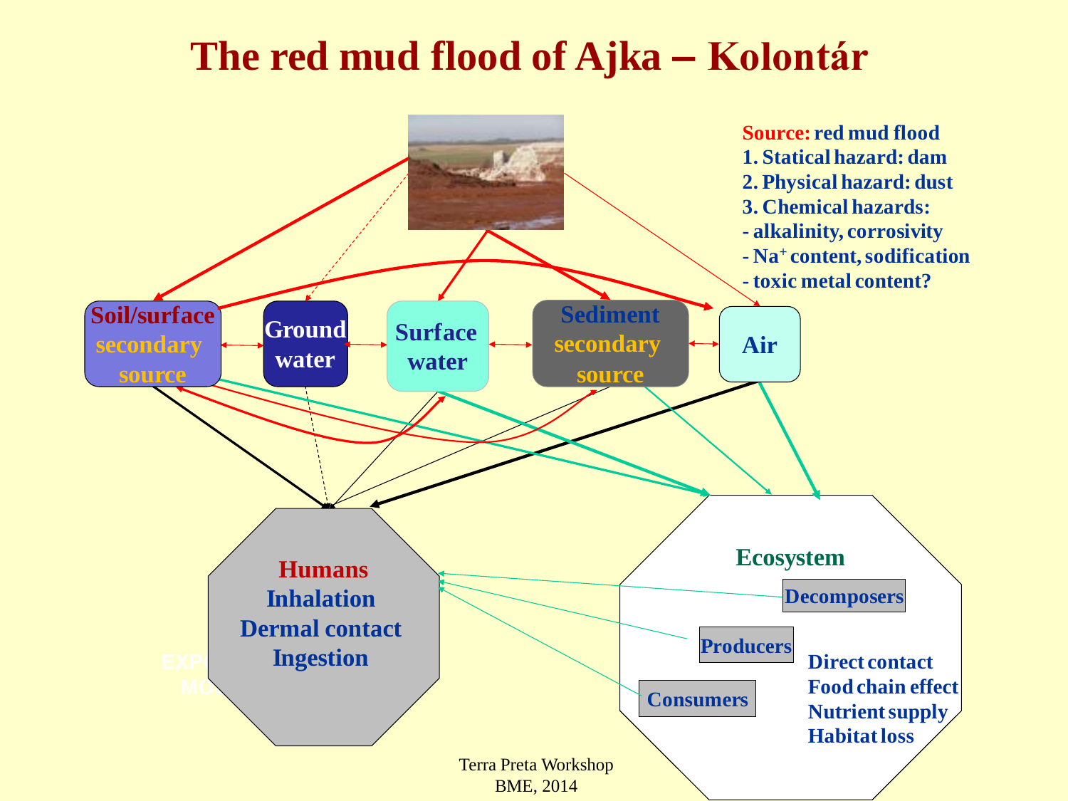# The red mud flood of Ajka – Kolontár

**Source:** red mud flood
1. Statical hazard: dam
2. Physical hazard: dust
3. Chemical hazards:
- alkalinity, corrosivity
- $Na^+$ content, sodification
- toxic metal content?

Soil/surface secondary source

Ground water

Surface water

Sediment secondary source

Air

**Humans**
Inhalation
Dermal contact
Ingestion

**Ecosystem**

Decomposers

Producers

Consumers

Direct contact
Food chain effect
Nutrient supply
Habitat loss

Terra Preta Workshop
BME, 2014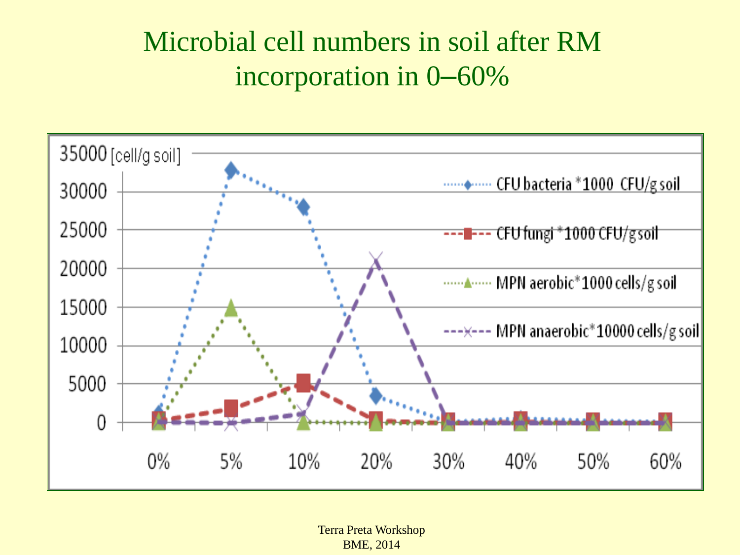# Microbial cell numbers in soil after RM incorporation in 0–60%

35000 [cell/g soil]

30000

25000

20000

15000

10000

5000

0

0% 5% 10% 20% 30% 40% 50% 60%

CFU bacteria *1000 CFU/g soil

CFU fungi *1000 CFU/g soil

MPN aerobic*1000 cells/g soil

MPN anaerobic*10000 cells/g soil

Terra Preta Workshop
BME, 2014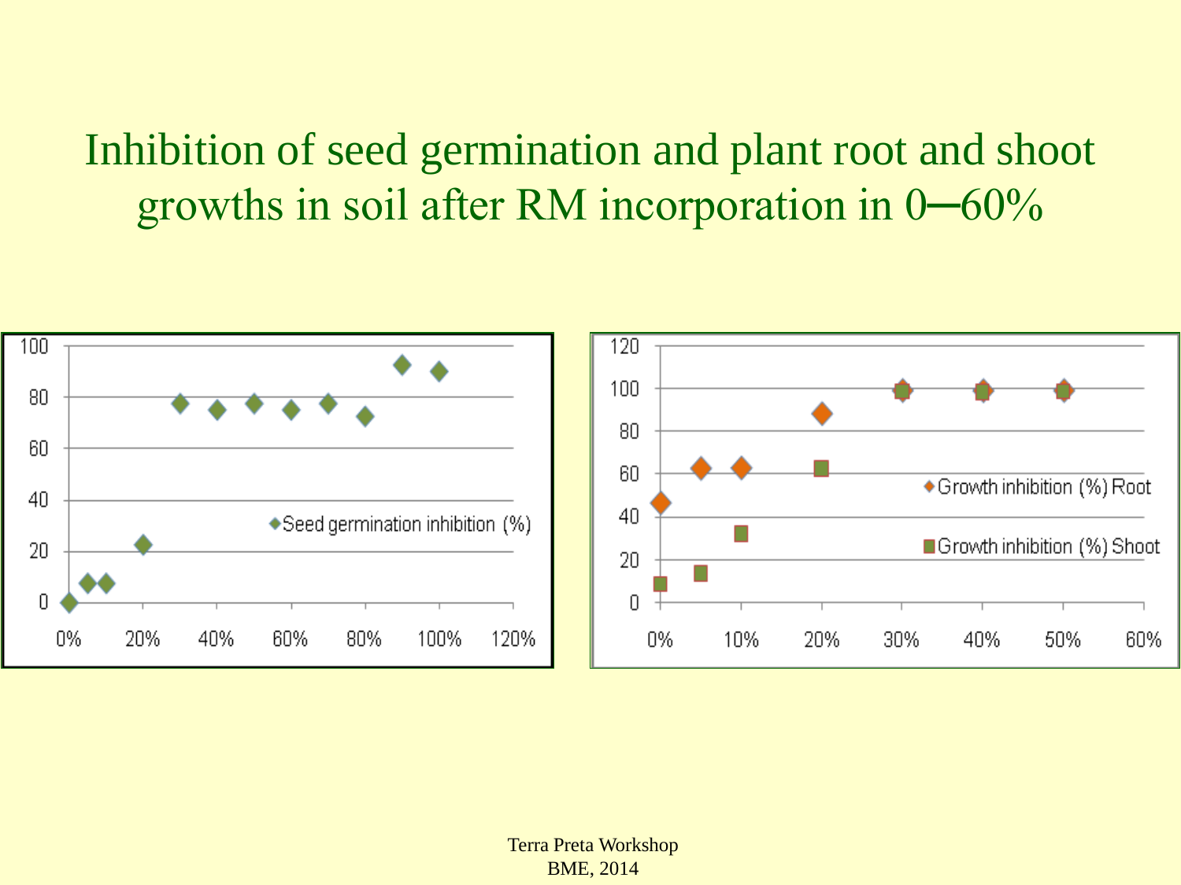# Inhibition of seed germination and plant root and shoot growths in soil after RM incorporation in 0─60%

Seed germination inhibition (%)

0, 20, 40, 60, 80, 100

0%, 20%, 40%, 60%, 80%, 100%, 120%

Growth inhibition (%) Root

Growth inhibition (%) Shoot

0, 20, 40, 60, 80, 100, 120

0%, 10%, 20%, 30%, 40%, 50%, 60%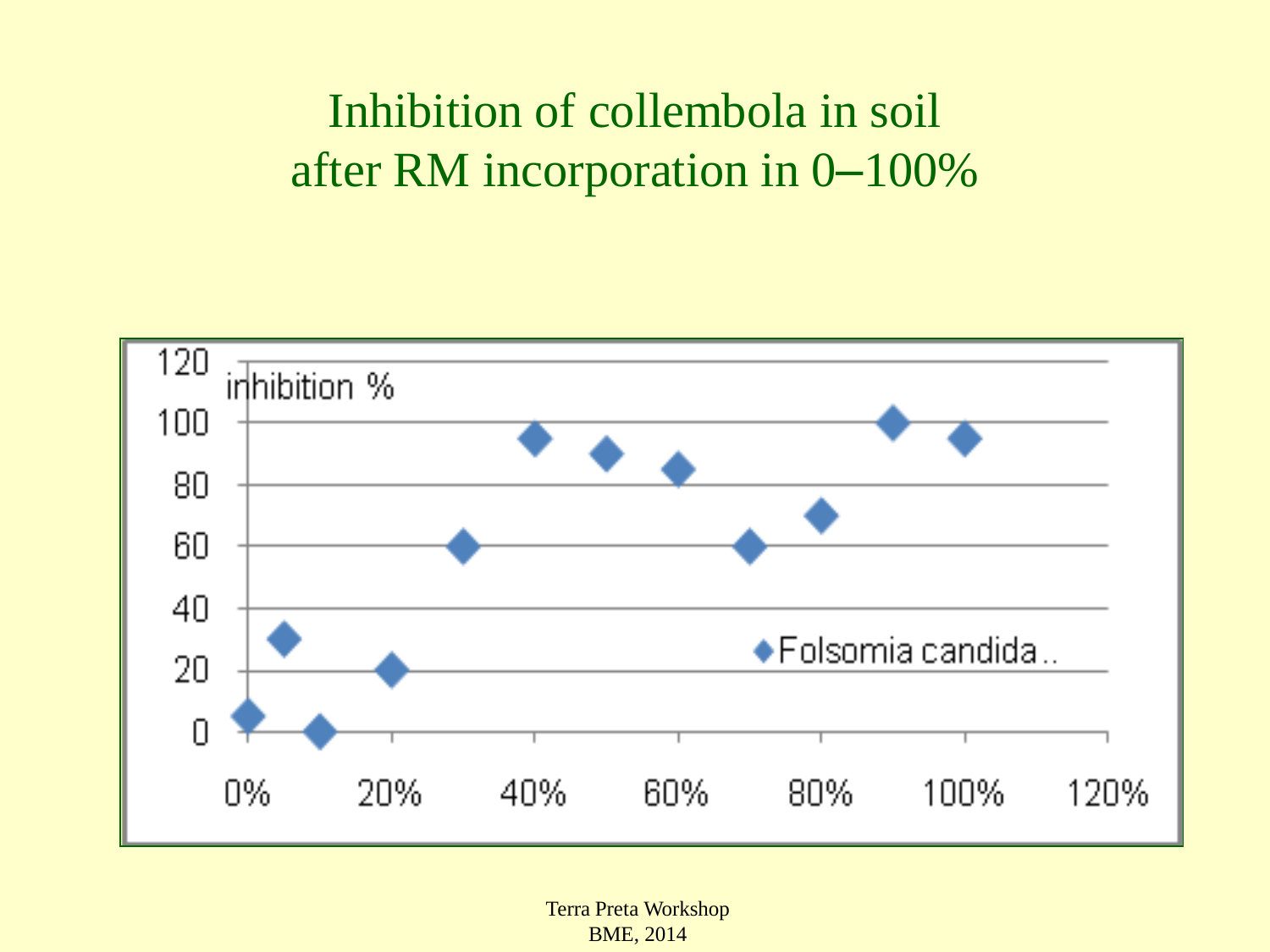# Inhibition of collembola in soil after RM incorporation in 0–100%

inhibition %

| RM incorporation | Folsomia candida.. |
|---|---|
| 0% | 5 |
| 5% | 30 |
| 10% | 0 |
| 20% | 20 |
| 30% | 60 |
| 40% | 95 |
| 50% | 90 |
| 60% | 85 |
| 70% | 60 |
| 80% | 70 |
| 90% | 100 |
| 100% | 95 |

Terra Preta Workshop
BME, 2014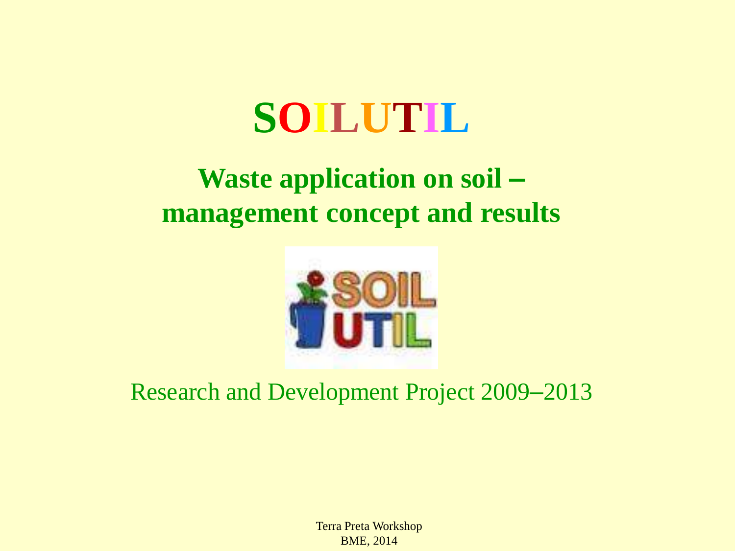# SOILUTIL

## Waste application on soil – management concept and results

Research and Development Project 2009–2013

Terra Preta Workshop
BME, 2014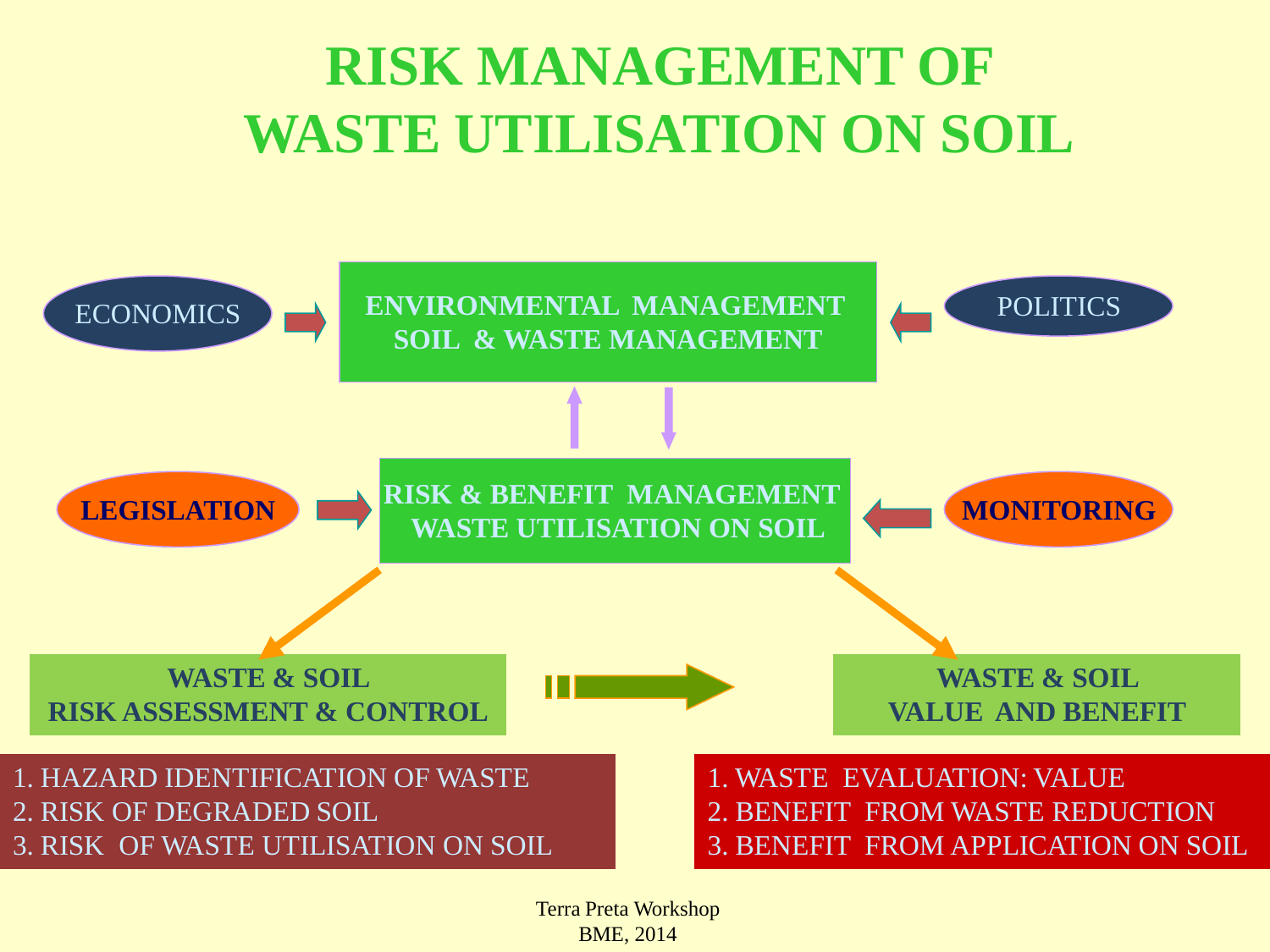# RISK MANAGEMENT OF WASTE UTILISATION ON SOIL

ECONOMICS

**ENVIRONMENTAL MANAGEMENT**
**SOIL & WASTE MANAGEMENT**

POLITICS

**LEGISLATION**

**RISK & BENEFIT MANAGEMENT**
**WASTE UTILISATION ON SOIL**

**MONITORING**

**WASTE & SOIL**
**RISK ASSESSMENT & CONTROL**

**WASTE & SOIL**
**VALUE AND BENEFIT**

1. HAZARD IDENTIFICATION OF WASTE
2. RISK OF DEGRADED SOIL
3. RISK OF WASTE UTILISATION ON SOIL

1. WASTE EVALUATION: VALUE
2. BENEFIT FROM WASTE REDUCTION
3. BENEFIT FROM APPLICATION ON SOIL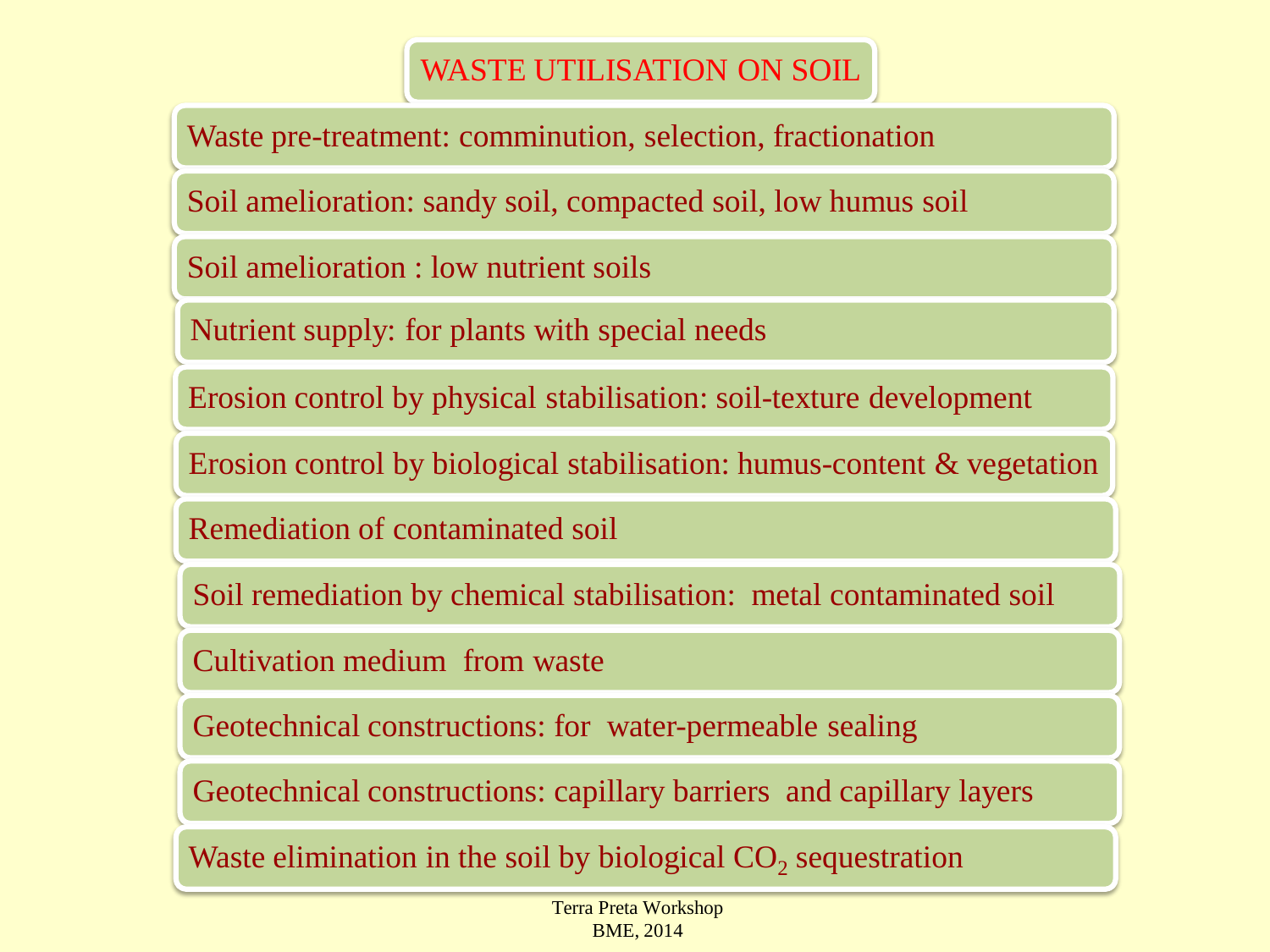# WASTE UTILISATION ON SOIL

- Waste pre-treatment: comminution, selection, fractionation
- Soil amelioration: sandy soil, compacted soil, low humus soil
- Soil amelioration : low nutrient soils
- Nutrient supply: for plants with special needs
- Erosion control by physical stabilisation: soil-texture development
- Erosion control by biological stabilisation: humus-content & vegetation
- Remediation of contaminated soil
- Soil remediation by chemical stabilisation: metal contaminated soil
- Cultivation medium from waste
- Geotechnical constructions: for water-permeable sealing
- Geotechnical constructions: capillary barriers and capillary layers
- Waste elimination in the soil by biological $CO_2$ sequestration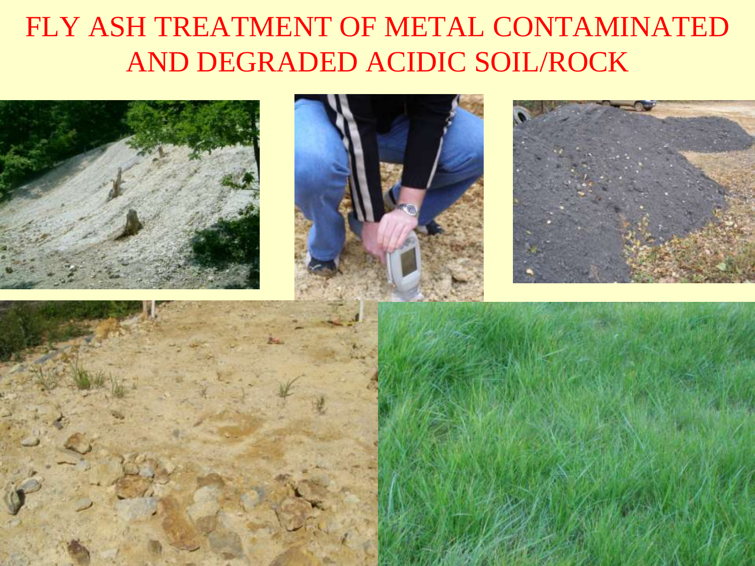# FLY ASH TREATMENT OF METAL CONTAMINATED AND DEGRADED ACIDIC SOIL/ROCK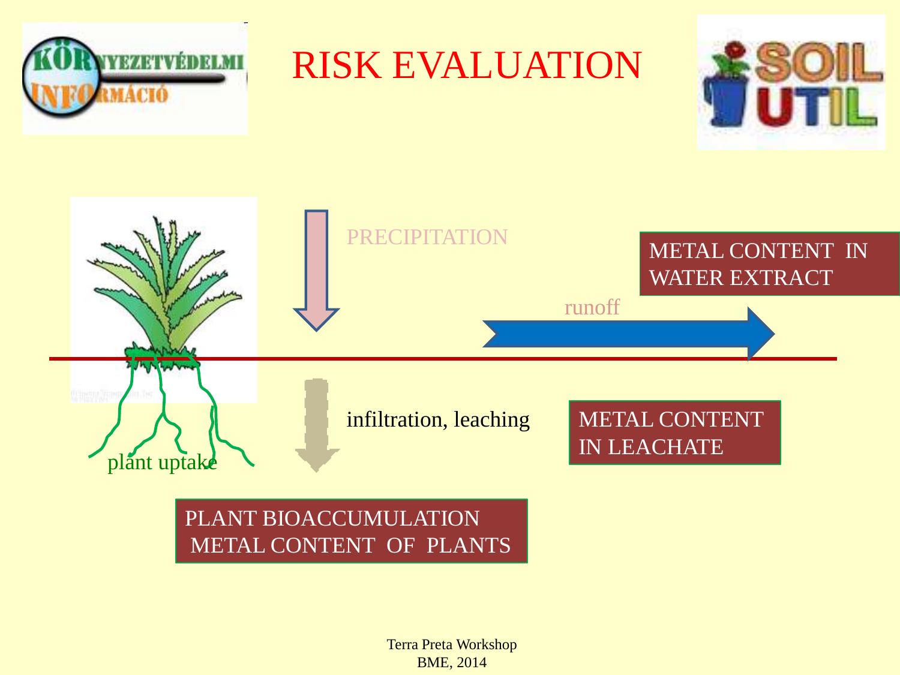# RISK EVALUATION

PRECIPITATION

runoff

METAL CONTENT IN WATER EXTRACT

infiltration, leaching

METAL CONTENT IN LEACHATE

plant uptake

PLANT BIOACCUMULATION
METAL CONTENT OF PLANTS

Terra Preta Workshop
BME, 2014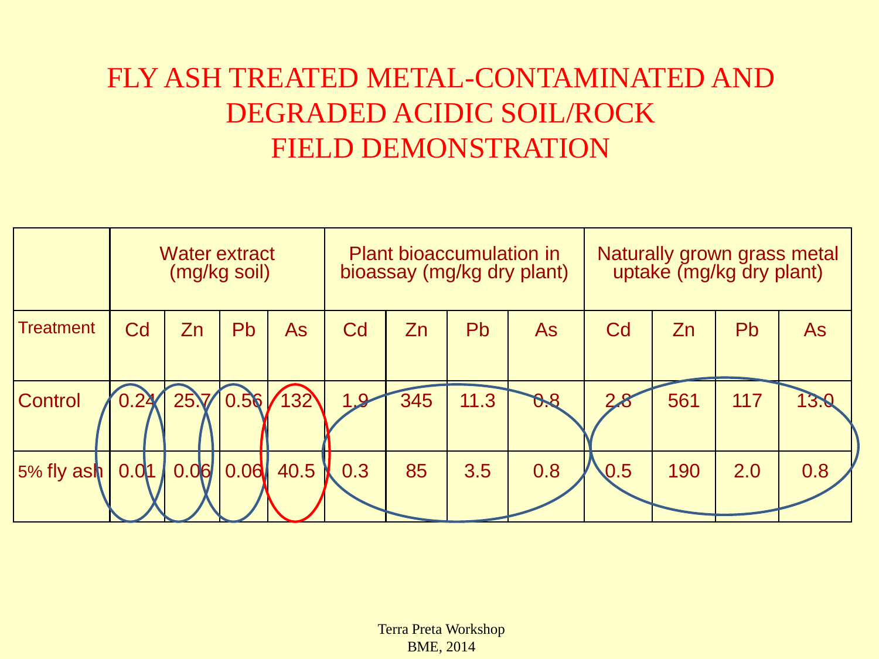# FLY ASH TREATED METAL-CONTAMINATED AND DEGRADED ACIDIC SOIL/ROCK FIELD DEMONSTRATION

| | Water extract (mg/kg soil) | | | | Plant bioaccumulation in bioassay (mg/kg dry plant) | | | | Naturally grown grass metal uptake (mg/kg dry plant) | | | |
|---|---|---|---|---|---|---|---|---|---|---|---|---|
| Treatment | Cd | Zn | Pb | As | Cd | Zn | Pb | As | Cd | Zn | Pb | As |
| Control | 0.24 | 25.7 | 0.56 | 132 | 1.9 | 345 | 11.3 | 0.8 | 2.8 | 561 | 117 | 13.0 |
| 5% fly ash | 0.01 | 0.06 | 0.06 | 40.5 | 0.3 | 85 | 3.5 | 0.8 | 0.5 | 190 | 2.0 | 0.8 |

Terra Preta Workshop
BME, 2014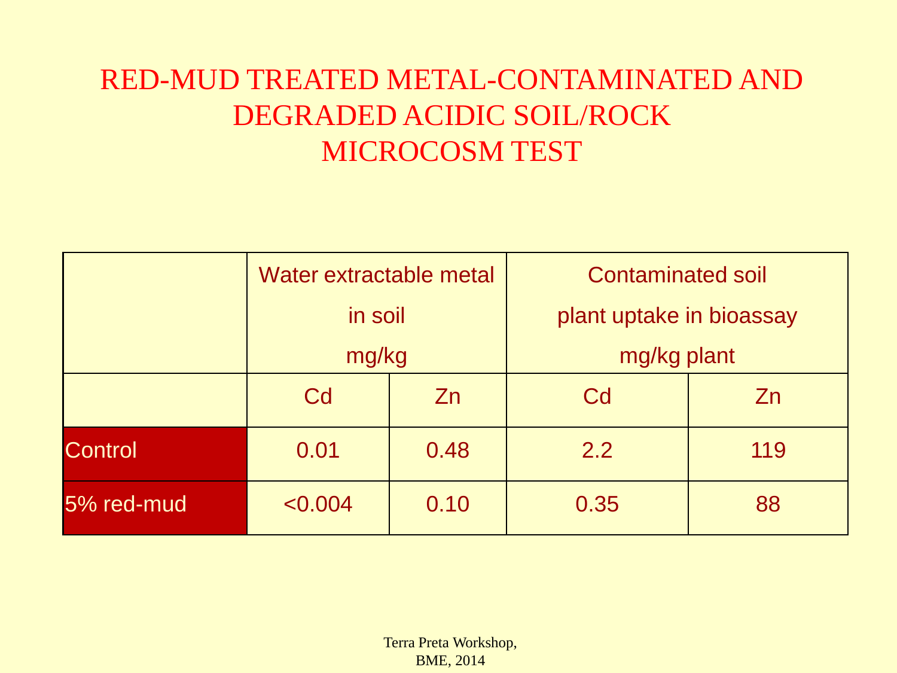# RED-MUD TREATED METAL-CONTAMINATED AND DEGRADED ACIDIC SOIL/ROCK MICROCOSM TEST

| | Water extractable metal in soil mg/kg | | Contaminated soil plant uptake in bioassay mg/kg plant | |
|---|---|---|---|---|
| | Cd | Zn | Cd | Zn |
| Control | 0.01 | 0.48 | 2.2 | 119 |
| 5% red-mud | <0.004 | 0.10 | 0.35 | 88 |

Terra Preta Workshop, BME, 2014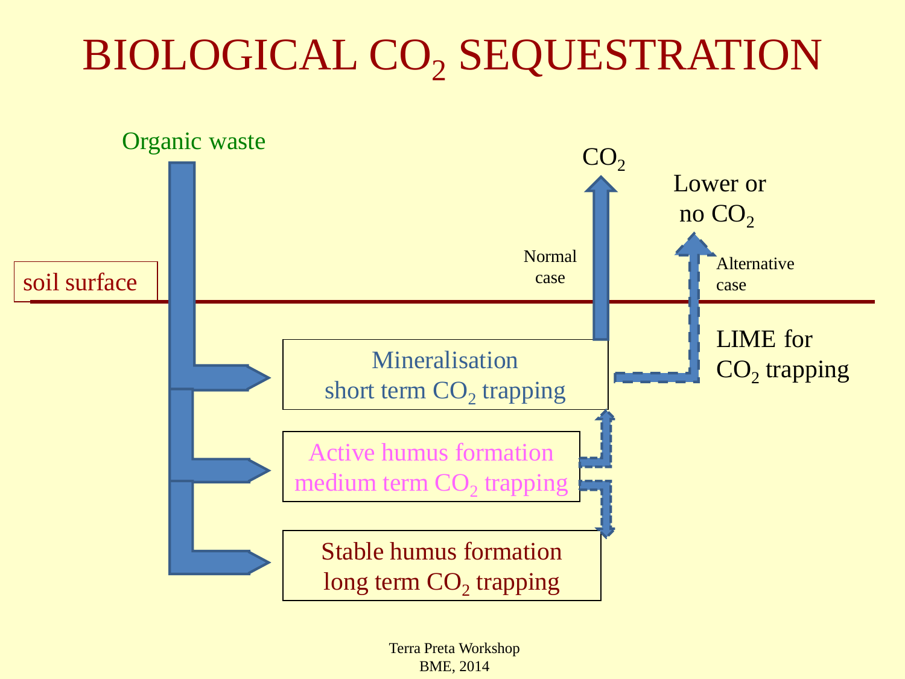# BIOLOGICAL $CO_2$ SEQUESTRATION

Organic waste

soil surface

$CO_2$

Normal case

Lower or no $CO_2$

Alternative case

LIME for $CO_2$ trapping

Mineralisation
short term $CO_2$ trapping

Active humus formation
medium term $CO_2$ trapping

Stable humus formation
long term $CO_2$ trapping

Terra Preta Workshop
BME, 2014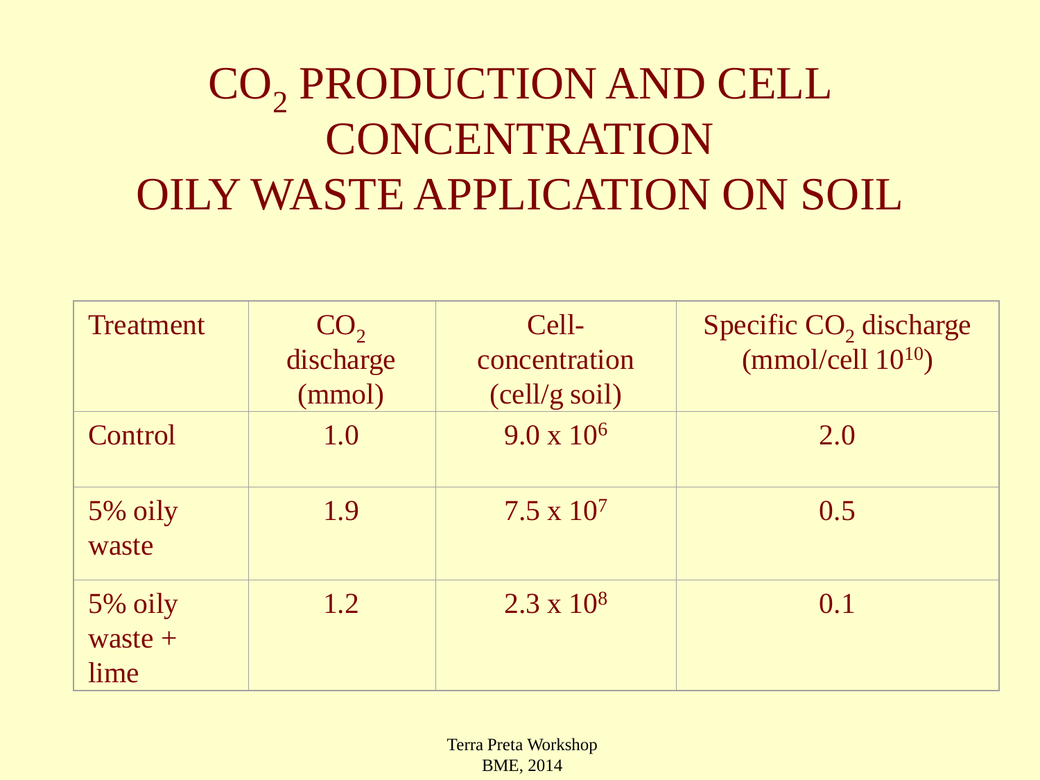# $CO_2$ PRODUCTION AND CELL CONCENTRATION OILY WASTE APPLICATION ON SOIL

| Treatment | $CO_2$ discharge (mmol) | Cell-concentration (cell/g soil) | Specific $CO_2$ discharge (mmol/cell $10^{10}$) |
|---|---|---|---|
| Control | 1.0 | $9.0 \times 10^6$ | 2.0 |
| 5% oily waste | 1.9 | $7.5 \times 10^7$ | 0.5 |
| 5% oily waste + lime | 1.2 | $2.3 \times 10^8$ | 0.1 |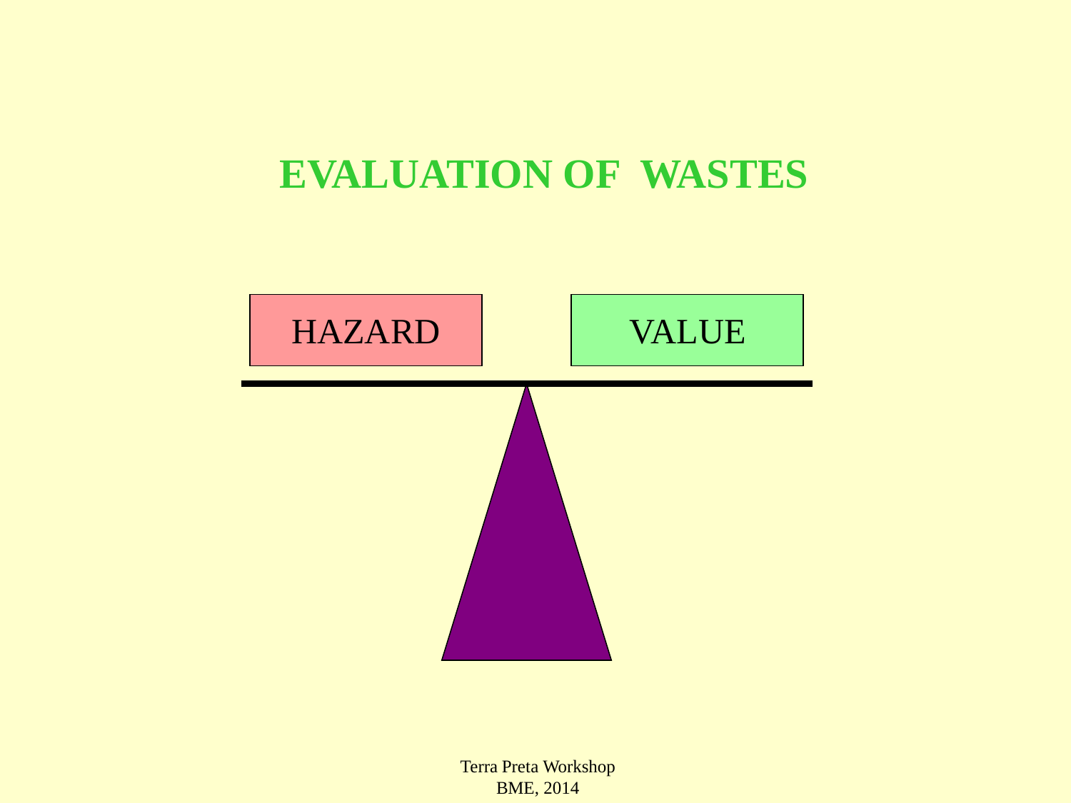# EVALUATION OF WASTES

HAZARD

VALUE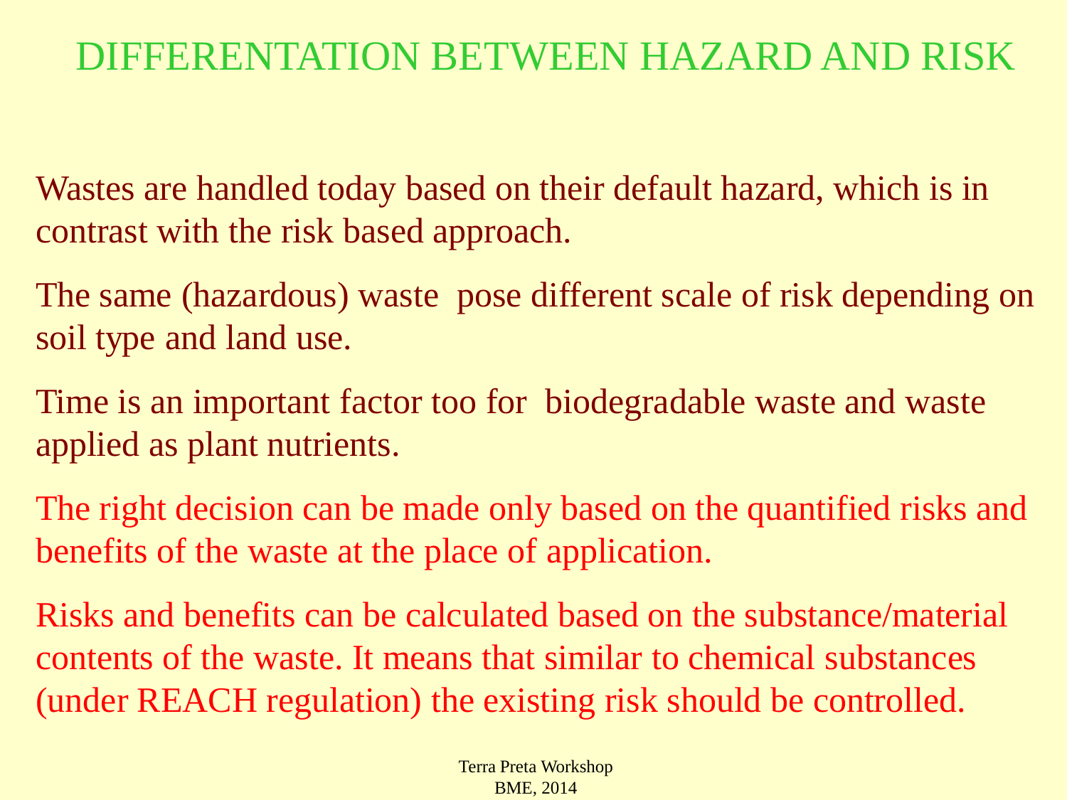# DIFFERENTATION BETWEEN HAZARD AND RISK

Wastes are handled today based on their default hazard, which is in contrast with the risk based approach.

The same (hazardous) waste pose different scale of risk depending on soil type and land use.

Time is an important factor too for biodegradable waste and waste applied as plant nutrients.

The right decision can be made only based on the quantified risks and benefits of the waste at the place of application.

Risks and benefits can be calculated based on the substance/material contents of the waste. It means that similar to chemical substances (under REACH regulation) the existing risk should be controlled.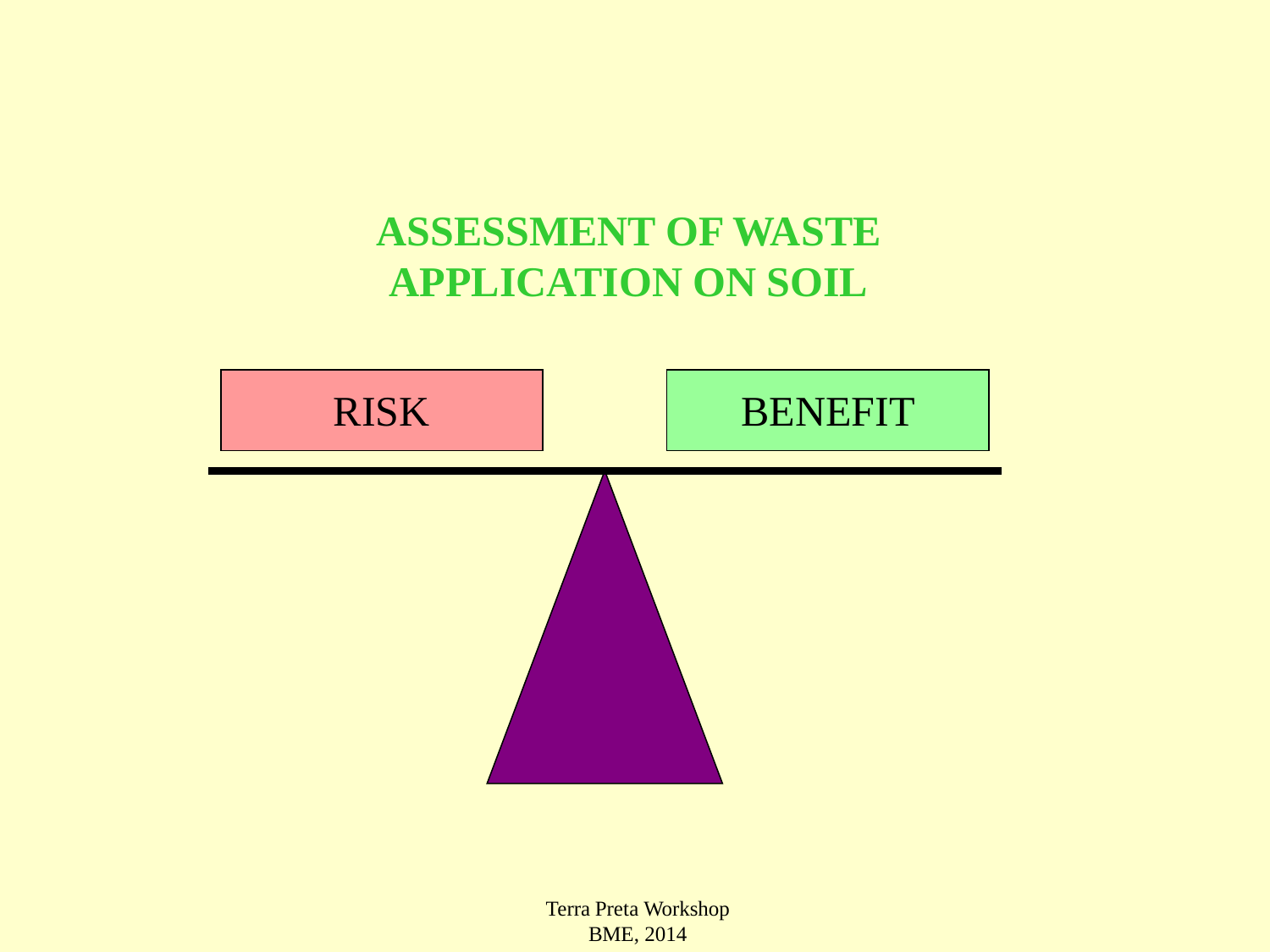# ASSESSMENT OF WASTE APPLICATION ON SOIL

RISK

BENEFIT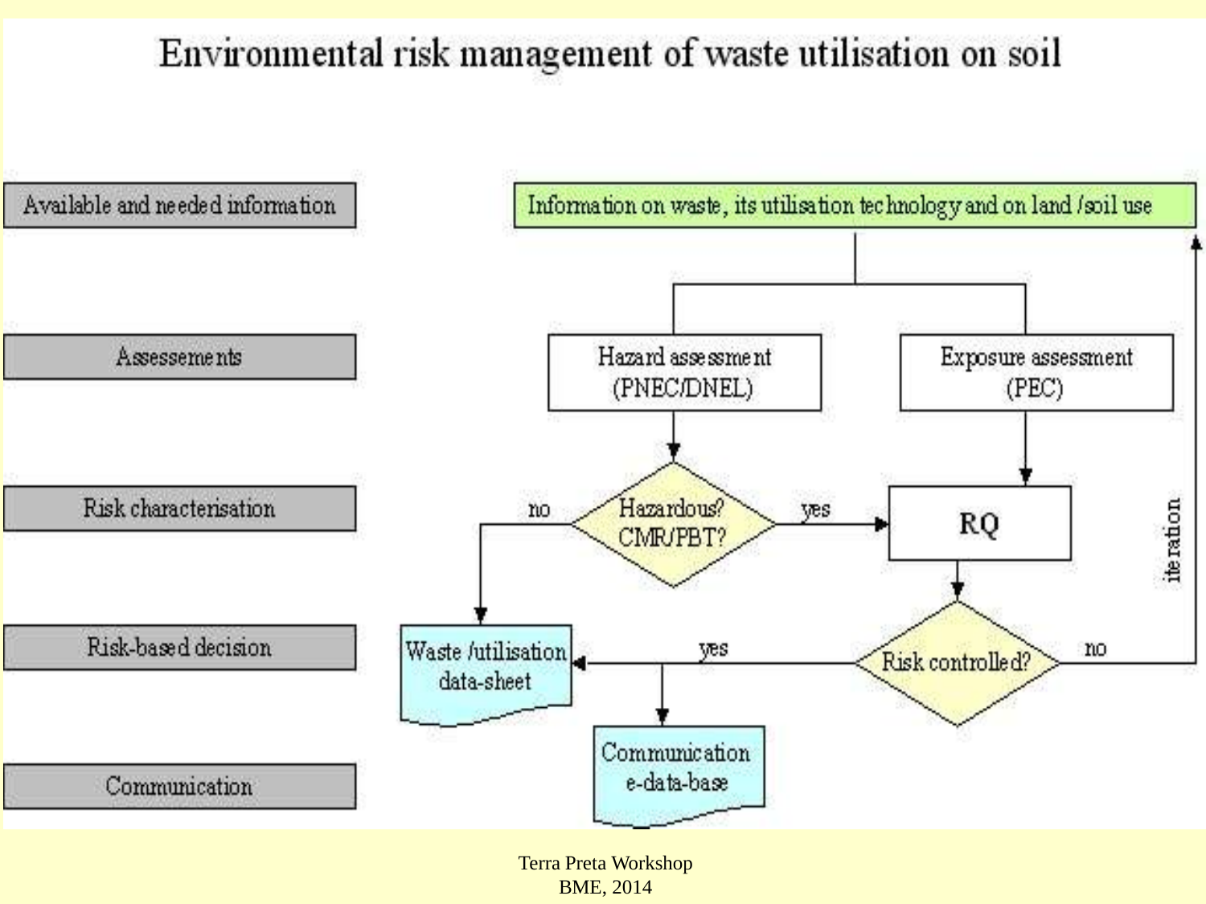# Environmental risk management of waste utilisation on soil

| Stage | Process |
| --- | --- |
| Available and needed information | Information on waste, its utilisation technology and on land /soil use |
| Assessements | Hazard assessment (PNEC/DNEL); Exposure assessment (PEC) |
| Risk characterisation | Hazardous? CMR/PBT? (no → Waste /utilisation data-sheet; yes → RQ) |
| Risk-based decision | Risk controlled? (yes → Waste /utilisation data-sheet, Communication e-data-base; no → iteration back to Information on waste, its utilisation technology and on land /soil use) |
| Communication | Communication e-data-base |

Terra Preta Workshop
BME, 2014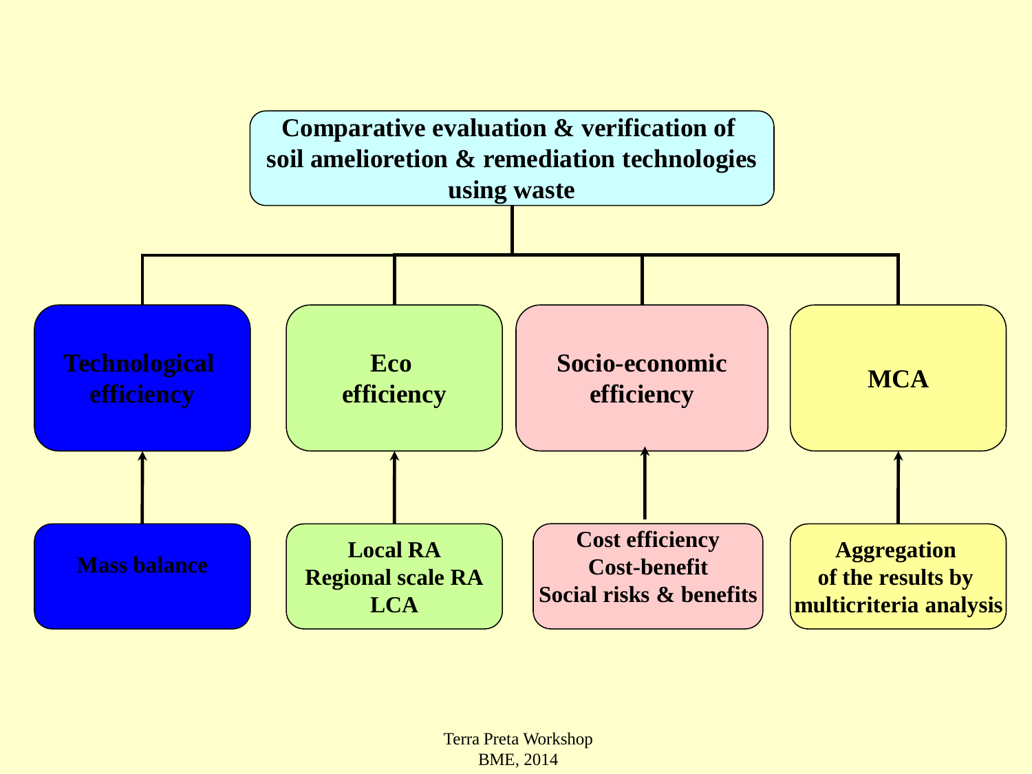# Comparative evaluation & verification of soil amelioretion & remediation technologies using waste

- **Technological efficiency**
  - Mass balance
- **Eco efficiency**
  - Local RA
  - Regional scale RA
  - LCA
- **Socio-economic efficiency**
  - Cost efficiency
  - Cost-benefit
  - Social risks & benefits
- **MCA**
  - Aggregation of the results by multicriteria analysis

Terra Preta Workshop
BME, 2014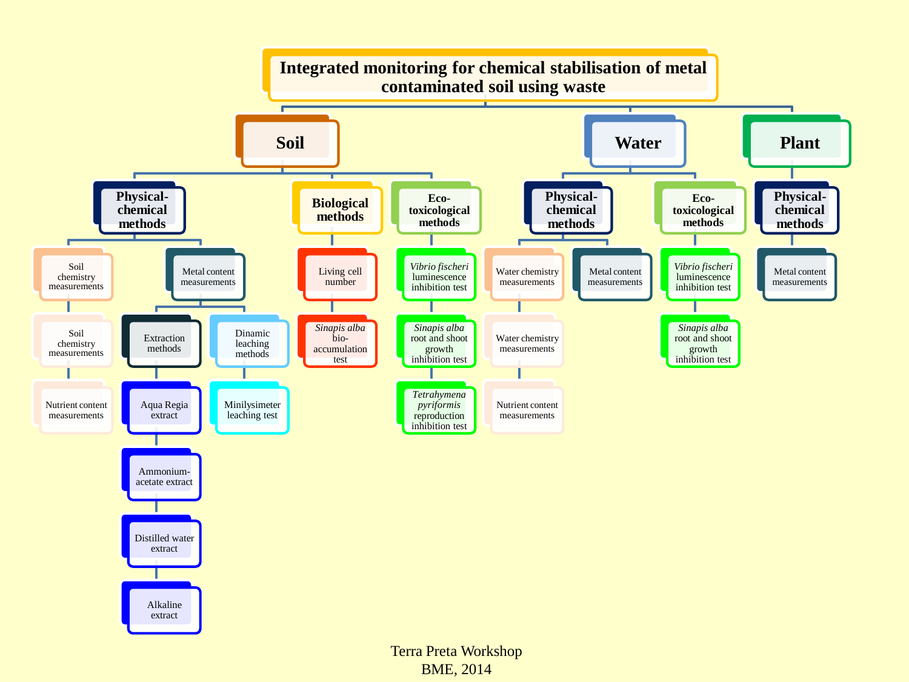# Integrated monitoring for chemical stabilisation of metal contaminated soil using waste

## Soil

### Physical-chemical methods

- Soil chemistry measurements
  - Soil chemistry measurements
  - Nutrient content measurements
- Metal content measurements
  - Extraction methods
    - Aqua Regia extract
    - Ammonium-acetate extract
    - Distilled water extract
    - Alkaline extract
  - Dinamic leaching methods
    - Minilysimeter leaching test

### Biological methods

- Living cell number
- *Sinapis alba* bio-accumulation test

### Eco-toxicological methods

- *Vibrio fischeri* luminescence inhibition test
- *Sinapis alba* root and shoot growth inhibition test
- *Tetrahymena pyriformis* reproduction inhibition test

## Water

### Physical-chemical methods

- Water chemistry measurements
  - Water chemistry measurements
  - Nutrient content measurements
- Metal content measurements

### Eco-toxicological methods

- *Vibrio fischeri* luminescence inhibition test
- *Sinapis alba* root and shoot growth inhibition test

## Plant

### Physical-chemical methods

- Metal content measurements

Terra Preta Workshop
BME, 2014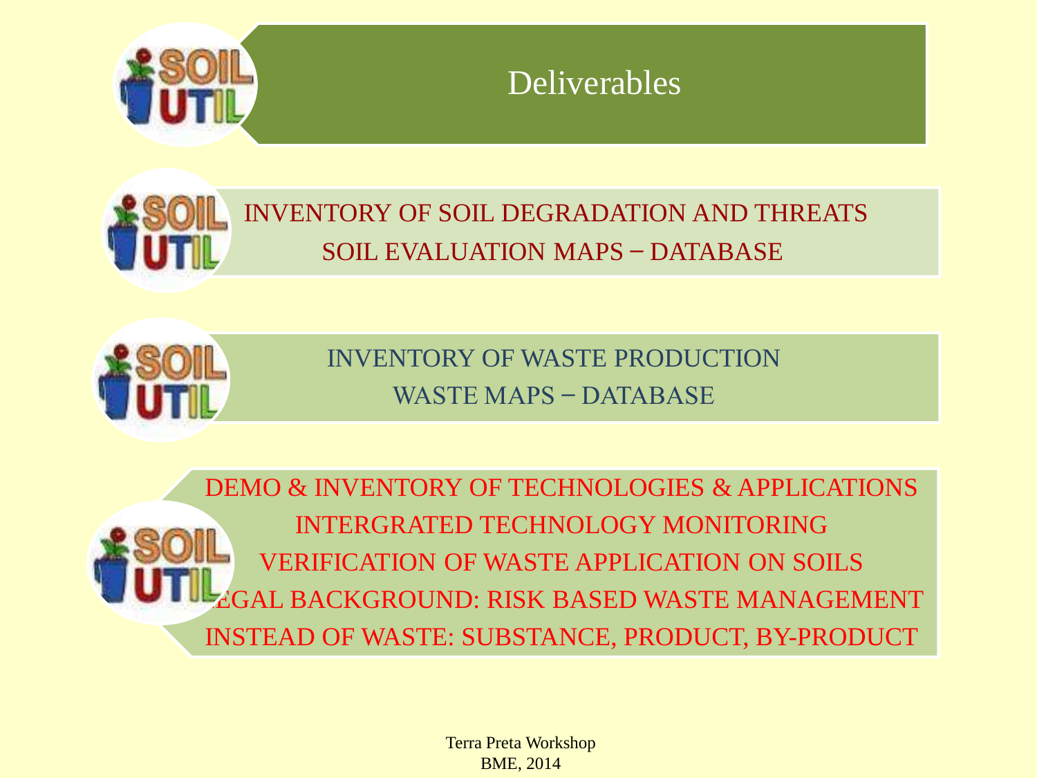# Deliverables

INVENTORY OF SOIL DEGRADATION AND THREATS
SOIL EVALUATION MAPS – DATABASE

INVENTORY OF WASTE PRODUCTION
WASTE MAPS – DATABASE

DEMO & INVENTORY OF TECHNOLOGIES & APPLICATIONS
INTERGRATED TECHNOLOGY MONITORING
VERIFICATION OF WASTE APPLICATION ON SOILS
LEGAL BACKGROUND: RISK BASED WASTE MANAGEMENT
INSTEAD OF WASTE: SUBSTANCE, PRODUCT, BY-PRODUCT

Terra Preta Workshop
BME, 2014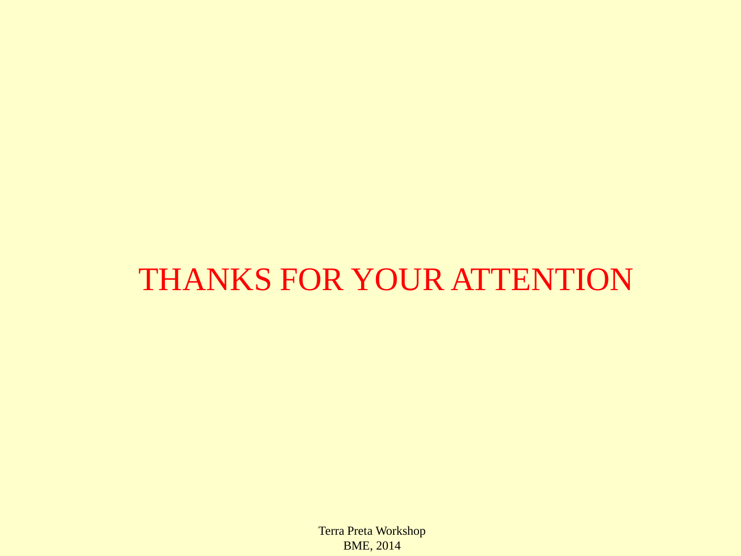THANKS FOR YOUR ATTENTION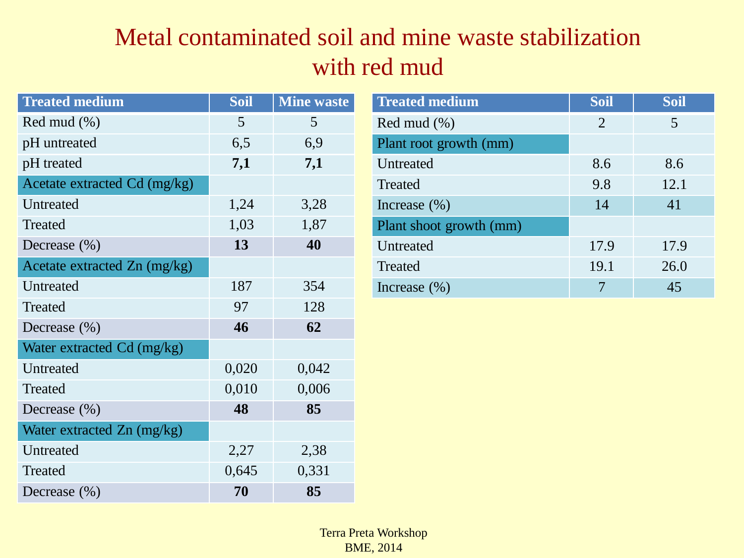# Metal contaminated soil and mine waste stabilization with red mud

| Treated medium | Soil | Mine waste |
|---|---|---|
| Red mud (%) | 5 | 5 |
| pH untreated | 6,5 | 6,9 |
| pH treated | **7,1** | **7,1** |
| Acetate extracted Cd (mg/kg) | | |
| Untreated | 1,24 | 3,28 |
| Treated | 1,03 | 1,87 |
| Decrease (%) | **13** | **40** |
| Acetate extracted Zn (mg/kg) | | |
| Untreated | 187 | 354 |
| Treated | 97 | 128 |
| Decrease (%) | **46** | **62** |
| Water extracted Cd (mg/kg) | | |
| Untreated | 0,020 | 0,042 |
| Treated | 0,010 | 0,006 |
| Decrease (%) | **48** | **85** |
| Water extracted Zn (mg/kg) | | |
| Untreated | 2,27 | 2,38 |
| Treated | 0,645 | 0,331 |
| Decrease (%) | **70** | **85** |

| Treated medium | Soil | Soil |
|---|---|---|
| Red mud (%) | 2 | 5 |
| Plant root growth (mm) | | |
| Untreated | 8.6 | 8.6 |
| Treated | 9.8 | 12.1 |
| Increase (%) | 14 | 41 |
| Plant shoot growth (mm) | | |
| Untreated | 17.9 | 17.9 |
| Treated | 19.1 | 26.0 |
| Increase (%) | 7 | 45 |

Terra Preta Workshop
BME, 2014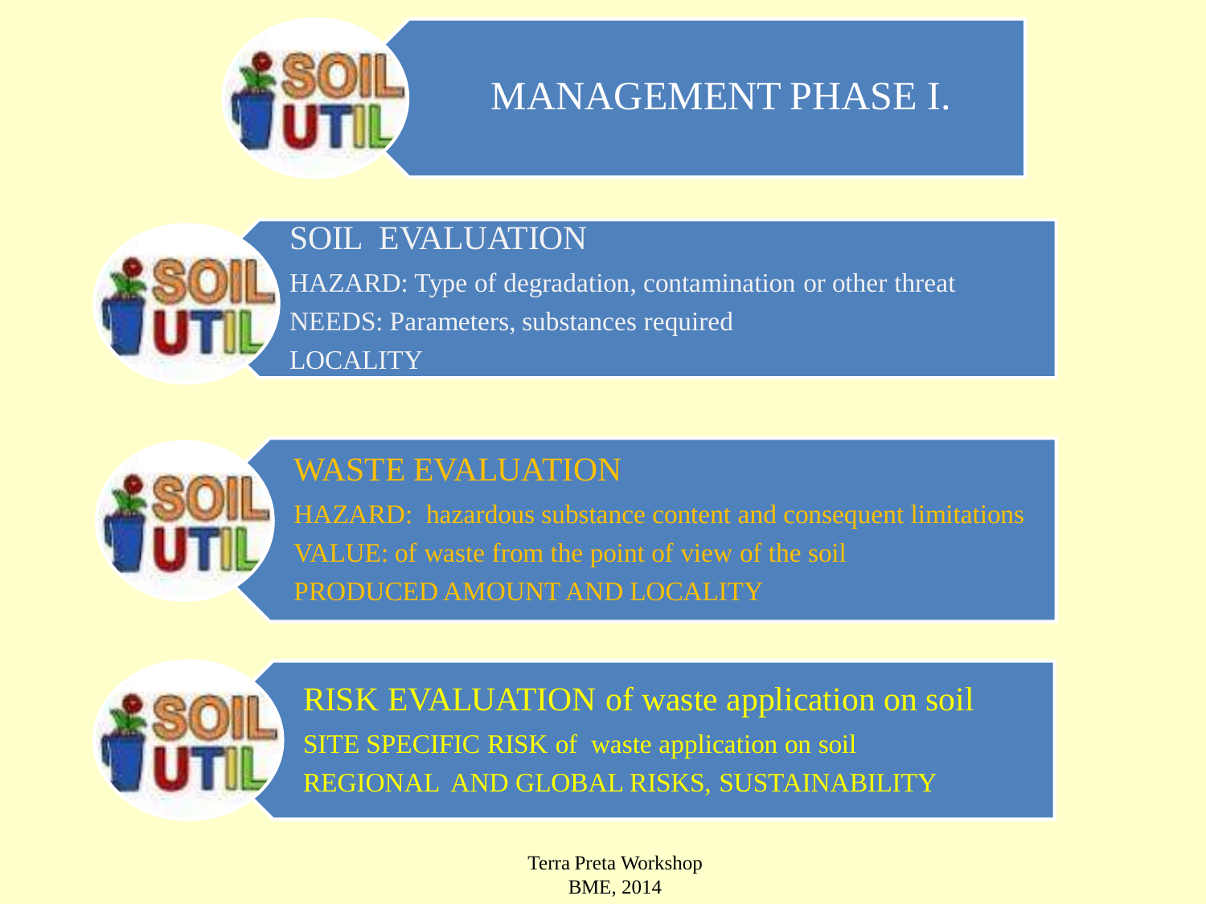# MANAGEMENT PHASE I.

## SOIL EVALUATION

HAZARD: Type of degradation, contamination or other threat

NEEDS: Parameters, substances required

LOCALITY

## WASTE EVALUATION

HAZARD: hazardous substance content and consequent limitations

VALUE: of waste from the point of view of the soil

PRODUCED AMOUNT AND LOCALITY

## RISK EVALUATION of waste application on soil

SITE SPECIFIC RISK of waste application on soil

REGIONAL AND GLOBAL RISKS, SUSTAINABILITY